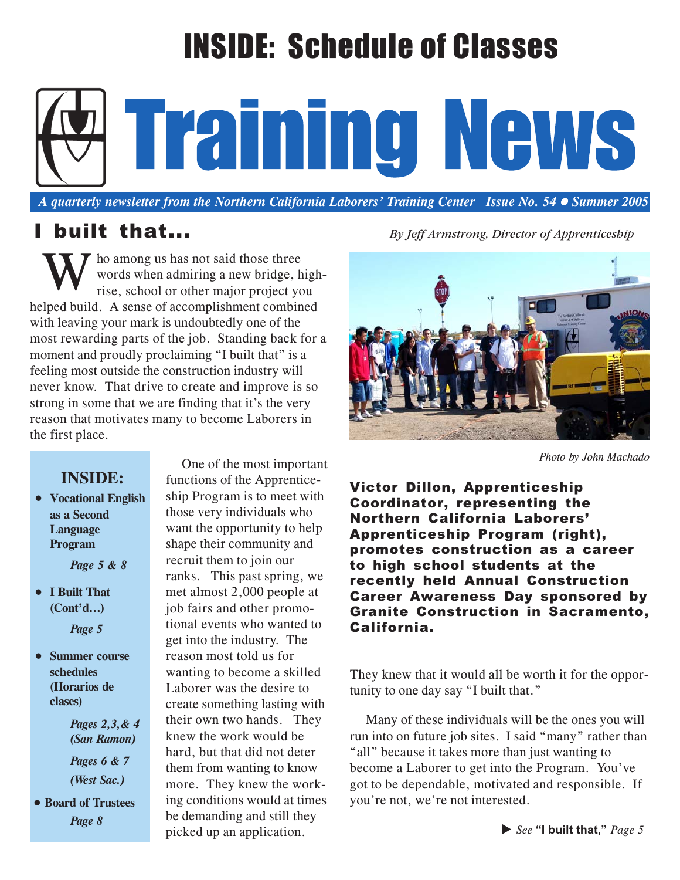# INSIDE: Schedule of Classes

# Training News

*A quarterly newsletter from the Northern California Laborers' Training Center Issue No. 54 ● Summer 2005*

## I built that...

*By Jeff Armstrong, Director of Apprenticeship*

Who among us has not said those three words when admiring a new bridge, high-rise, school or other major project you helped build. A sense of accomplishment combined with leaving your mark is undoubtedly one of the most rewarding parts of the job. Standing back for a moment and proudly proclaiming "I built that" is a feeling most outside the construction industry will never know. That drive to create and improve is so strong in some that we are finding that it's the very reason that motivates many to become Laborers in the first place.

**INSIDE:**

- **Vocational English as a Second Language Program** — *Page 5 & 8*
- **I Built That (Cont'd…)** — *Page 5*
- **Summer course schedules (Horarios de clases)** — *Pages 2,3,& 4 (San Ramon)*; *Pages 6 & 7 (West Sac.)*
- **Board of Trustees** — *Page 8*

One of the most important functions of the Apprenticeship Program is to meet with those very individuals who want the opportunity to help shape their community and recruit them to join our ranks. This past spring, we met almost 2,000 people at job fairs and other promotional events who wanted to get into the industry. The reason most told us for wanting to become a skilled Laborer was the desire to create something lasting with their own two hands. They knew the work would be hard, but that did not deter them from wanting to know more. They knew the working conditions would at times be demanding and still they picked up an application. They knew that it would all be worth it for the opportunity to one day say "I built that."

Many of these individuals will be the ones you will run into on future job sites. I said "many" rather than "all" because it takes more than just wanting to become a Laborer to get into the Program. You've got to be dependable, motivated and responsible. If you're not, we're not interested.

*Photo by John Machado*

**Victor Dillon, Apprenticeship Coordinator, representing the Northern California Laborers' Apprenticeship Program (right), promotes construction as a career to high school students at the recently held Annual Construction Career Awareness Day sponsored by Granite Construction in Sacramento, California.**

▶ *See* **"I built that,"** *Page 5*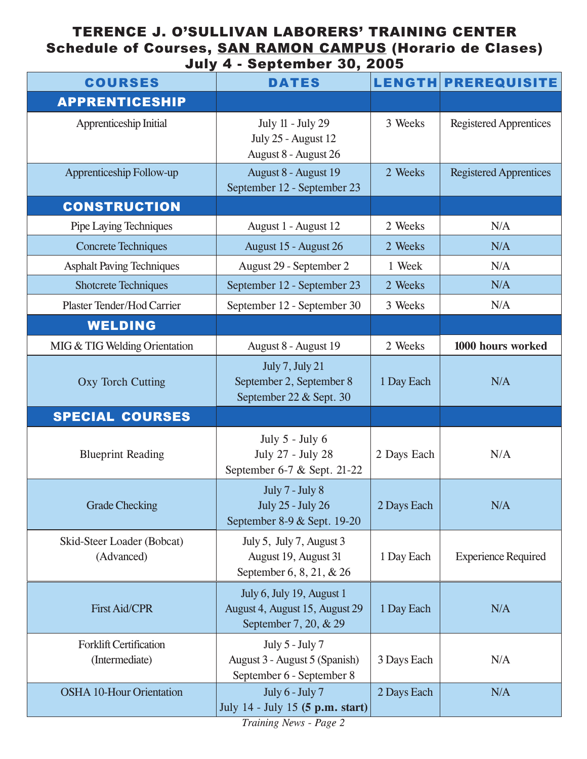# TERENCE J. O'SULLIVAN LABORERS' TRAINING CENTER

## Schedule of Courses, SAN RAMON CAMPUS (Horario de Clases)

## July 4 - September 30, 2005

| COURSES | DATES | LENGTH | PREREQUISITE |
|---|---|---|---|
| **APPRENTICESHIP** | | | |
| Apprenticeship Initial | July 11 - July 29<br>July 25 - August 12<br>August 8 - August 26 | 3 Weeks | Registered Apprentices |
| Apprenticeship Follow-up | August 8 - August 19<br>September 12 - September 23 | 2 Weeks | Registered Apprentices |
| **CONSTRUCTION** | | | |
| Pipe Laying Techniques | August 1 - August 12 | 2 Weeks | N/A |
| Concrete Techniques | August 15 - August 26 | 2 Weeks | N/A |
| Asphalt Paving Techniques | August 29 - September 2 | 1 Week | N/A |
| Shotcrete Techniques | September 12 - September 23 | 2 Weeks | N/A |
| Plaster Tender/Hod Carrier | September 12 - September 30 | 3 Weeks | N/A |
| **WELDING** | | | |
| MIG & TIG Welding Orientation | August 8 - August 19 | 2 Weeks | **1000 hours worked** |
| Oxy Torch Cutting | July 7, July 21<br>September 2, September 8<br>September 22 & Sept. 30 | 1 Day Each | N/A |
| **SPECIAL COURSES** | | | |
| Blueprint Reading | July 5 - July 6<br>July 27 - July 28<br>September 6-7 & Sept. 21-22 | 2 Days Each | N/A |
| Grade Checking | July 7 - July 8<br>July 25 - July 26<br>September 8-9 & Sept. 19-20 | 2 Days Each | N/A |
| Skid-Steer Loader (Bobcat) (Advanced) | July 5, July 7, August 3<br>August 19, August 31<br>September 6, 8, 21, & 26 | 1 Day Each | Experience Required |
| First Aid/CPR | July 6, July 19, August 1<br>August 4, August 15, August 29<br>September 7, 20, & 29 | 1 Day Each | N/A |
| Forklift Certification (Intermediate) | July 5 - July 7<br>August 3 - August 5 (Spanish)<br>September 6 - September 8 | 3 Days Each | N/A |
| OSHA 10-Hour Orientation | July 6 - July 7<br>July 14 - July 15 **(5 p.m. start)** | 2 Days Each | N/A |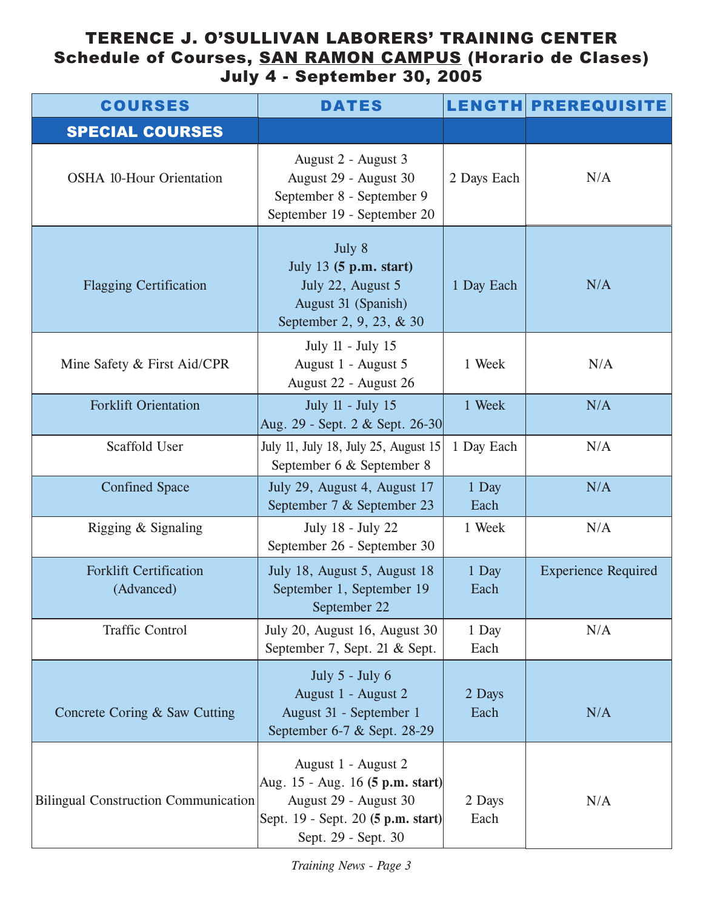# TERENCE J. O'SULLIVAN LABORERS' TRAINING CENTER

## Schedule of Courses, SAN RAMON CAMPUS (Horario de Clases)

## July 4 - September 30, 2005

| COURSES | DATES | LENGTH | PREREQUISITE |
|---|---|---|---|
| **SPECIAL COURSES** | | | |
| OSHA 10-Hour Orientation | August 2 - August 3<br>August 29 - August 30<br>September 8 - September 9<br>September 19 - September 20 | 2 Days Each | N/A |
| Flagging Certification | July 8<br>July 13 **(5 p.m. start)**<br>July 22, August 5<br>August 31 (Spanish)<br>September 2, 9, 23, & 30 | 1 Day Each | N/A |
| Mine Safety & First Aid/CPR | July 11 - July 15<br>August 1 - August 5<br>August 22 - August 26 | 1 Week | N/A |
| Forklift Orientation | July 11 - July 15<br>Aug. 29 - Sept. 2 & Sept. 26-30 | 1 Week | N/A |
| Scaffold User | July 11, July 18, July 25, August 15<br>September 6 & September 8 | 1 Day Each | N/A |
| Confined Space | July 29, August 4, August 17<br>September 7 & September 23 | 1 Day Each | N/A |
| Rigging & Signaling | July 18 - July 22<br>September 26 - September 30 | 1 Week | N/A |
| Forklift Certification (Advanced) | July 18, August 5, August 18<br>September 1, September 19<br>September 22 | 1 Day Each | Experience Required |
| Traffic Control | July 20, August 16, August 30<br>September 7, Sept. 21 & Sept. | 1 Day Each | N/A |
| Concrete Coring & Saw Cutting | July 5 - July 6<br>August 1 - August 2<br>August 31 - September 1<br>September 6-7 & Sept. 28-29 | 2 Days Each | N/A |
| Bilingual Construction Communication | August 1 - August 2<br>Aug. 15 - Aug. 16 **(5 p.m. start)**<br>August 29 - August 30<br>Sept. 19 - Sept. 20 **(5 p.m. start)**<br>Sept. 29 - Sept. 30 | 2 Days Each | N/A |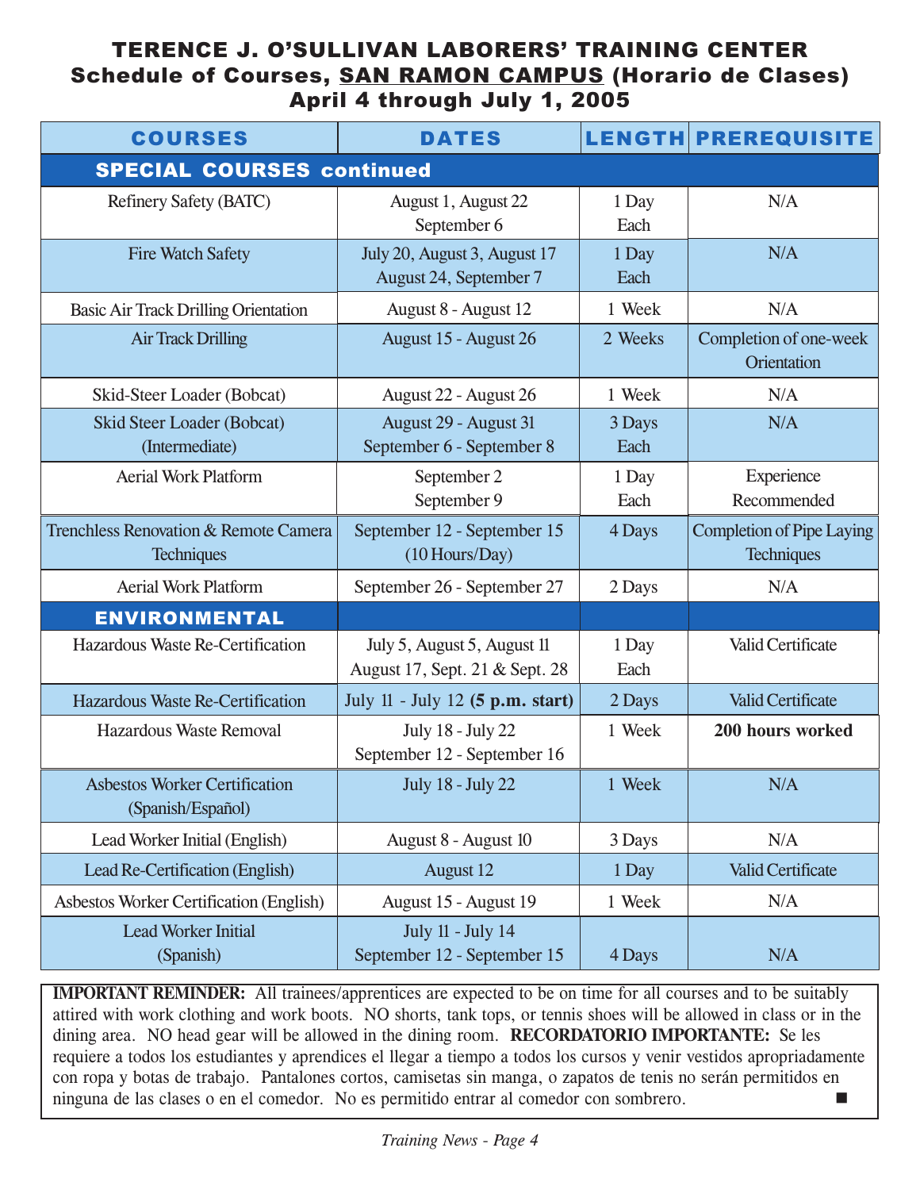# TERENCE J. O'SULLIVAN LABORERS' TRAINING CENTER
## Schedule of Courses, SAN RAMON CAMPUS (Horario de Clases)
## April 4 through July 1, 2005

| COURSES | DATES | LENGTH | PREREQUISITE |
|---|---|---|---|
| **SPECIAL COURSES continued** | | | |
| Refinery Safety (BATC) | August 1, August 22 September 6 | 1 Day Each | N/A |
| Fire Watch Safety | July 20, August 3, August 17 August 24, September 7 | 1 Day Each | N/A |
| Basic Air Track Drilling Orientation | August 8 - August 12 | 1 Week | N/A |
| Air Track Drilling | August 15 - August 26 | 2 Weeks | Completion of one-week Orientation |
| Skid-Steer Loader (Bobcat) | August 22 - August 26 | 1 Week | N/A |
| Skid Steer Loader (Bobcat) (Intermediate) | August 29 - August 31 September 6 - September 8 | 3 Days Each | N/A |
| Aerial Work Platform | September 2 September 9 | 1 Day Each | Experience Recommended |
| Trenchless Renovation & Remote Camera Techniques | September 12 - September 15 (10 Hours/Day) | 4 Days | Completion of Pipe Laying Techniques |
| Aerial Work Platform | September 26 - September 27 | 2 Days | N/A |
| **ENVIRONMENTAL** | | | |
| Hazardous Waste Re-Certification | July 5, August 5, August 11 August 17, Sept. 21 & Sept. 28 | 1 Day Each | Valid Certificate |
| Hazardous Waste Re-Certification | July 11 - July 12 **(5 p.m. start)** | 2 Days | Valid Certificate |
| Hazardous Waste Removal | July 18 - July 22 September 12 - September 16 | 1 Week | **200 hours worked** |
| Asbestos Worker Certification (Spanish/Español) | July 18 - July 22 | 1 Week | N/A |
| Lead Worker Initial (English) | August 8 - August 10 | 3 Days | N/A |
| Lead Re-Certification (English) | August 12 | 1 Day | Valid Certificate |
| Asbestos Worker Certification (English) | August 15 - August 19 | 1 Week | N/A |
| Lead Worker Initial (Spanish) | July 11 - July 14 September 12 - September 15 | 4 Days | N/A |

**IMPORTANT REMINDER:** All trainees/apprentices are expected to be on time for all courses and to be suitably attired with work clothing and work boots. NO shorts, tank tops, or tennis shoes will be allowed in class or in the dining area. NO head gear will be allowed in the dining room. **RECORDATORIO IMPORTANTE:** Se les requiere a todos los estudiantes y aprendices el llegar a tiempo a todos los cursos y venir vestidos apropriadamente con ropa y botas de trabajo. Pantalones cortos, camisetas sin manga, o zapatos de tenis no serán permitidos en ninguna de las clases o en el comedor. No es permitido entrar al comedor con sombrero. ■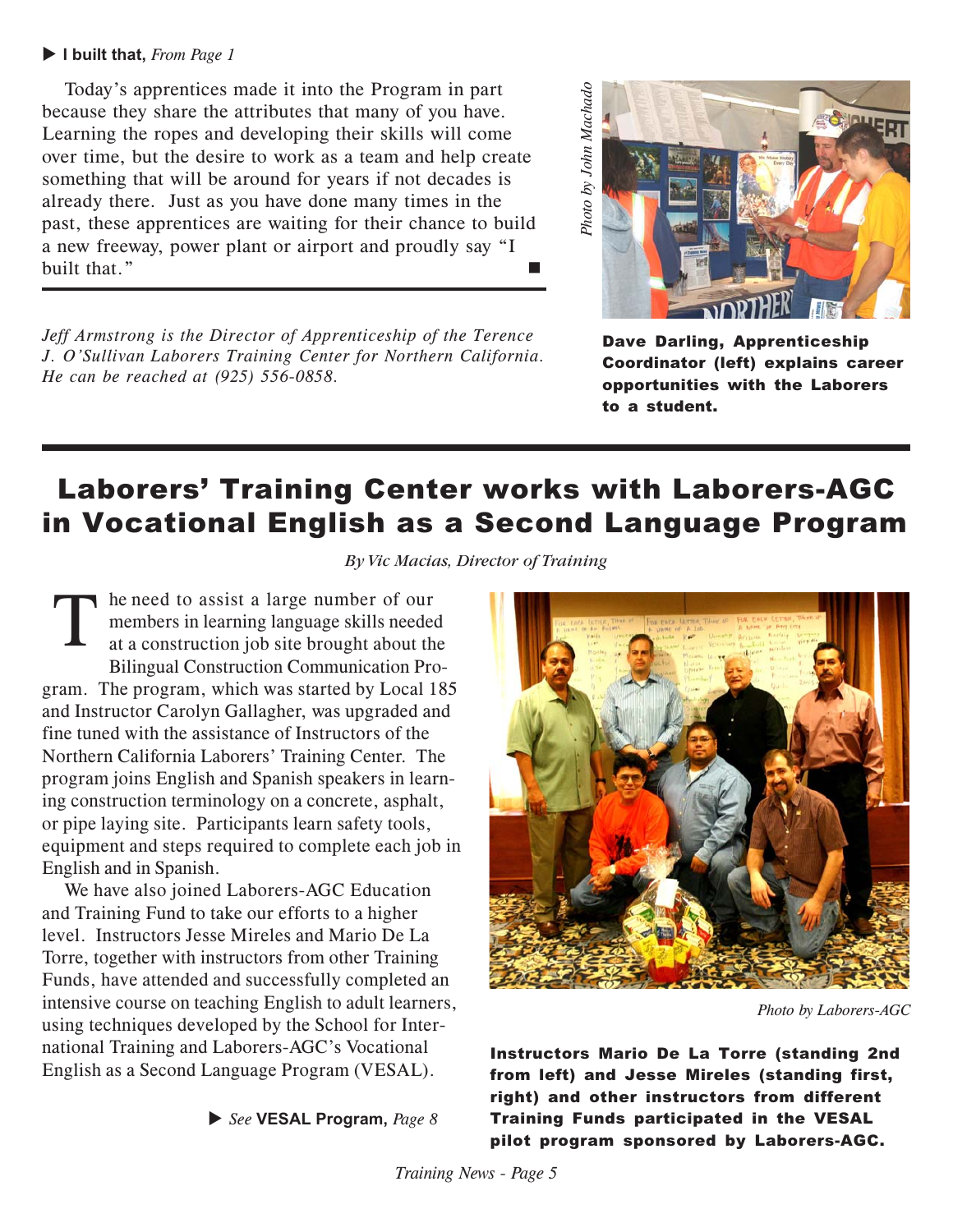▶ **I built that,** *From Page 1*

Today's apprentices made it into the Program in part because they share the attributes that many of you have. Learning the ropes and developing their skills will come over time, but the desire to work as a team and help create something that will be around for years if not decades is already there. Just as you have done many times in the past, these apprentices are waiting for their chance to build a new freeway, power plant or airport and proudly say "I built that." ■

*Jeff Armstrong is the Director of Apprenticeship of the Terence J. O'Sullivan Laborers Training Center for Northern California. He can be reached at (925) 556-0858.*

*Photo by John Machado*

**Dave Darling, Apprenticeship Coordinator (left) explains career opportunities with the Laborers to a student.**

# Laborers' Training Center works with Laborers-AGC in Vocational English as a Second Language Program

*By Vic Macias, Director of Training*

The need to assist a large number of our members in learning language skills needed at a construction job site brought about the Bilingual Construction Communication Program. The program, which was started by Local 185 and Instructor Carolyn Gallagher, was upgraded and fine tuned with the assistance of Instructors of the Northern California Laborers' Training Center. The program joins English and Spanish speakers in learning construction terminology on a concrete, asphalt, or pipe laying site. Participants learn safety tools, equipment and steps required to complete each job in English and in Spanish.

We have also joined Laborers-AGC Education and Training Fund to take our efforts to a higher level. Instructors Jesse Mireles and Mario De La Torre, together with instructors from other Training Funds, have attended and successfully completed an intensive course on teaching English to adult learners, using techniques developed by the School for International Training and Laborers-AGC's Vocational English as a Second Language Program (VESAL).

▶ *See* **VESAL Program,** *Page 8*

*Photo by Laborers-AGC*

**Instructors Mario De La Torre (standing 2nd from left) and Jesse Mireles (standing first, right) and other instructors from different Training Funds participated in the VESAL pilot program sponsored by Laborers-AGC.**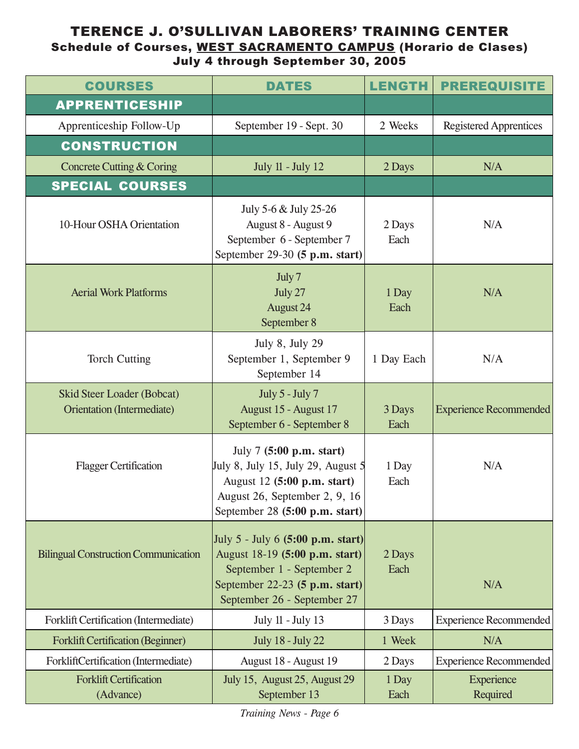# TERENCE J. O'SULLIVAN LABORERS' TRAINING CENTER

## Schedule of Courses, WEST SACRAMENTO CAMPUS (Horario de Clases)

### July 4 through September 30, 2005

| COURSES | DATES | LENGTH | PREREQUISITE |
|---|---|---|---|
| **APPRENTICESHIP** | | | |
| Apprenticeship Follow-Up | September 19 - Sept. 30 | 2 Weeks | Registered Apprentices |
| **CONSTRUCTION** | | | |
| Concrete Cutting & Coring | July 11 - July 12 | 2 Days | N/A |
| **SPECIAL COURSES** | | | |
| 10-Hour OSHA Orientation | July 5-6 & July 25-26<br>August 8 - August 9<br>September 6 - September 7<br>September 29-30 **(5 p.m. start)** | 2 Days Each | N/A |
| Aerial Work Platforms | July 7<br>July 27<br>August 24<br>September 8 | 1 Day Each | N/A |
| Torch Cutting | July 8, July 29<br>September 1, September 9<br>September 14 | 1 Day Each | N/A |
| Skid Steer Loader (Bobcat) Orientation (Intermediate) | July 5 - July 7<br>August 15 - August 17<br>September 6 - September 8 | 3 Days Each | Experience Recommended |
| Flagger Certification | July 7 **(5:00 p.m. start)**<br>July 8, July 15, July 29, August 5<br>August 12 **(5:00 p.m. start)**<br>August 26, September 2, 9, 16<br>September 28 **(5:00 p.m. start)** | 1 Day Each | N/A |
| Bilingual Construction Communication | July 5 - July 6 **(5:00 p.m. start)**<br>August 18-19 **(5:00 p.m. start)**<br>September 1 - September 2<br>September 22-23 **(5 p.m. start)**<br>September 26 - September 27 | 2 Days Each | N/A |
| Forklift Certification (Intermediate) | July 11 - July 13 | 3 Days | Experience Recommended |
| Forklift Certification (Beginner) | July 18 - July 22 | 1 Week | N/A |
| ForkliftCertification (Intermediate) | August 18 - August 19 | 2 Days | Experience Recommended |
| Forklift Certification (Advance) | July 15, August 25, August 29<br>September 13 | 1 Day Each | Experience Required |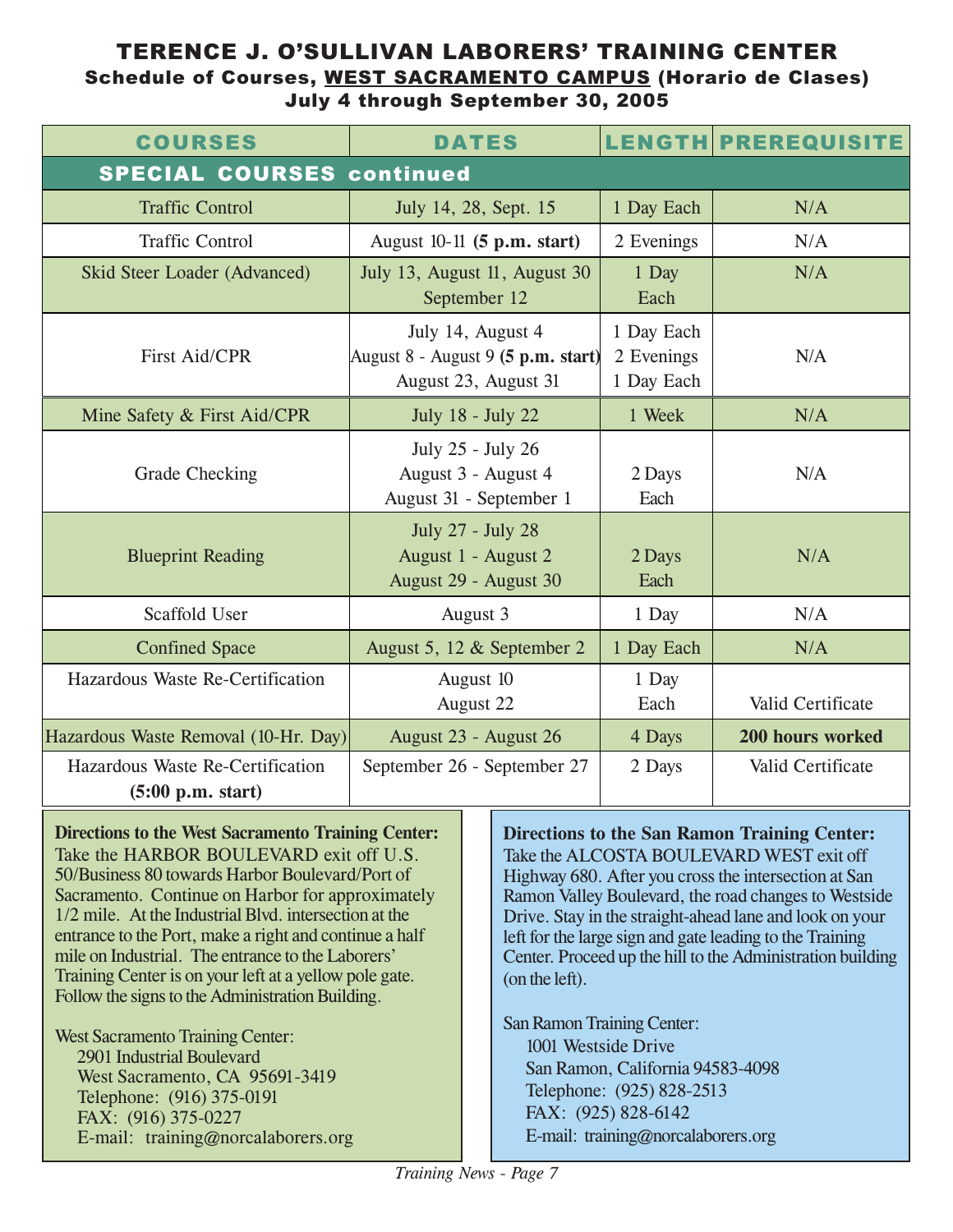# TERENCE J. O'SULLIVAN LABORERS' TRAINING CENTER

## Schedule of Courses, WEST SACRAMENTO CAMPUS (Horario de Clases)

### July 4 through September 30, 2005

| COURSES | DATES | LENGTH | PREREQUISITE |
|---|---|---|---|
| **SPECIAL COURSES continued** | | | |
| Traffic Control | July 14, 28, Sept. 15 | 1 Day Each | N/A |
| Traffic Control | August 10-11 **(5 p.m. start)** | 2 Evenings | N/A |
| Skid Steer Loader (Advanced) | July 13, August 11, August 30<br>September 12 | 1 Day<br>Each | N/A |
| First Aid/CPR | July 14, August 4<br>August 8 - August 9 **(5 p.m. start)**<br>August 23, August 31 | 1 Day Each<br>2 Evenings<br>1 Day Each | N/A |
| Mine Safety & First Aid/CPR | July 18 - July 22 | 1 Week | N/A |
| Grade Checking | July 25 - July 26<br>August 3 - August 4<br>August 31 - September 1 | 2 Days<br>Each | N/A |
| Blueprint Reading | July 27 - July 28<br>August 1 - August 2<br>August 29 - August 30 | 2 Days<br>Each | N/A |
| Scaffold User | August 3 | 1 Day | N/A |
| Confined Space | August 5, 12 & September 2 | 1 Day Each | N/A |
| Hazardous Waste Re-Certification | August 10<br>August 22 | 1 Day<br>Each | Valid Certificate |
| Hazardous Waste Removal (10-Hr. Day) | August 23 - August 26 | 4 Days | **200 hours worked** |
| Hazardous Waste Re-Certification<br>**(5:00 p.m. start)** | September 26 - September 27 | 2 Days | Valid Certificate |

**Directions to the West Sacramento Training Center:** Take the HARBOR BOULEVARD exit off U.S. 50/Business 80 towards Harbor Boulevard/Port of Sacramento. Continue on Harbor for approximately 1/2 mile. At the Industrial Blvd. intersection at the entrance to the Port, make a right and continue a half mile on Industrial. The entrance to the Laborers' Training Center is on your left at a yellow pole gate. Follow the signs to the Administration Building.

West Sacramento Training Center:
2901 Industrial Boulevard
West Sacramento, CA 95691-3419
Telephone: (916) 375-0191
FAX: (916) 375-0227
E-mail: training@norcalaborers.org

**Directions to the San Ramon Training Center:** Take the ALCOSTA BOULEVARD WEST exit off Highway 680. After you cross the intersection at San Ramon Valley Boulevard, the road changes to Westside Drive. Stay in the straight-ahead lane and look on your left for the large sign and gate leading to the Training Center. Proceed up the hill to the Administration building (on the left).

San Ramon Training Center:
1001 Westside Drive
San Ramon, California 94583-4098
Telephone: (925) 828-2513
FAX: (925) 828-6142
E-mail: training@norcalaborers.org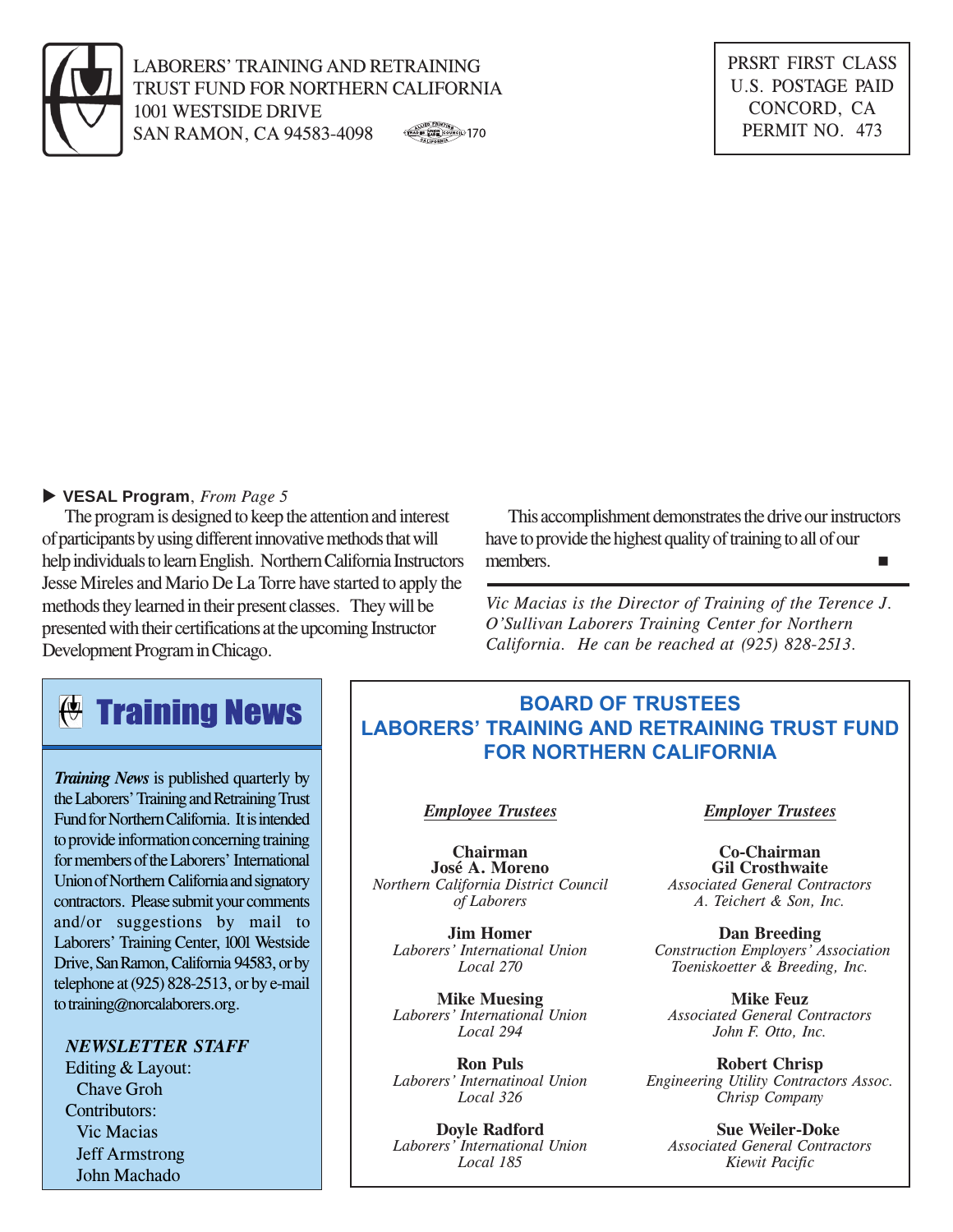LABORERS' TRAINING AND RETRAINING TRUST FUND FOR NORTHERN CALIFORNIA
1001 WESTSIDE DRIVE
SAN RAMON, CA 94583-4098

PRSRT FIRST CLASS
U.S. POSTAGE PAID
CONCORD, CA
PERMIT NO. 473

▶ **VESAL Program**, *From Page 5*

The program is designed to keep the attention and interest of participants by using different innovative methods that will help individuals to learn English. Northern California Instructors Jesse Mireles and Mario De La Torre have started to apply the methods they learned in their present classes. They will be presented with their certifications at the upcoming Instructor Development Program in Chicago.

This accomplishment demonstrates the drive our instructors have to provide the highest quality of training to all of our members. ■

*Vic Macias is the Director of Training of the Terence J. O'Sullivan Laborers Training Center for Northern California. He can be reached at (925) 828-2513.*

## Training News

***Training News*** is published quarterly by the Laborers' Training and Retraining Trust Fund for Northern California. It is intended to provide information concerning training for members of the Laborers' International Union of Northern California and signatory contractors. Please submit your comments and/or suggestions by mail to Laborers' Training Center, 1001 Westside Drive, San Ramon, California 94583, or by telephone at (925) 828-2513, or by e-mail to training@norcalaborers.org.

***NEWSLETTER STAFF***

Editing & Layout:
Chave Groh

Contributors:
Vic Macias
Jeff Armstrong
John Machado

## BOARD OF TRUSTEES LABORERS' TRAINING AND RETRAINING TRUST FUND FOR NORTHERN CALIFORNIA

| *Employee Trustees* | *Employer Trustees* |
|---|---|
| **Chairman**<br>**José A. Moreno**<br>*Northern California District Council of Laborers* | **Co-Chairman**<br>**Gil Crosthwaite**<br>*Associated General Contractors*<br>*A. Teichert & Son, Inc.* |
| **Jim Homer**<br>*Laborers' International Union Local 270* | **Dan Breeding**<br>*Construction Employers' Association*<br>*Toeniskoetter & Breeding, Inc.* |
| **Mike Muesing**<br>*Laborers' International Union Local 294* | **Mike Feuz**<br>*Associated General Contractors*<br>*John F. Otto, Inc.* |
| **Ron Puls**<br>*Laborers' Internatinoal Union Local 326* | **Robert Chrisp**<br>*Engineering Utility Contractors Assoc.*<br>*Chrisp Company* |
| **Doyle Radford**<br>*Laborers' International Union Local 185* | **Sue Weiler-Doke**<br>*Associated General Contractors*<br>*Kiewit Pacific* |